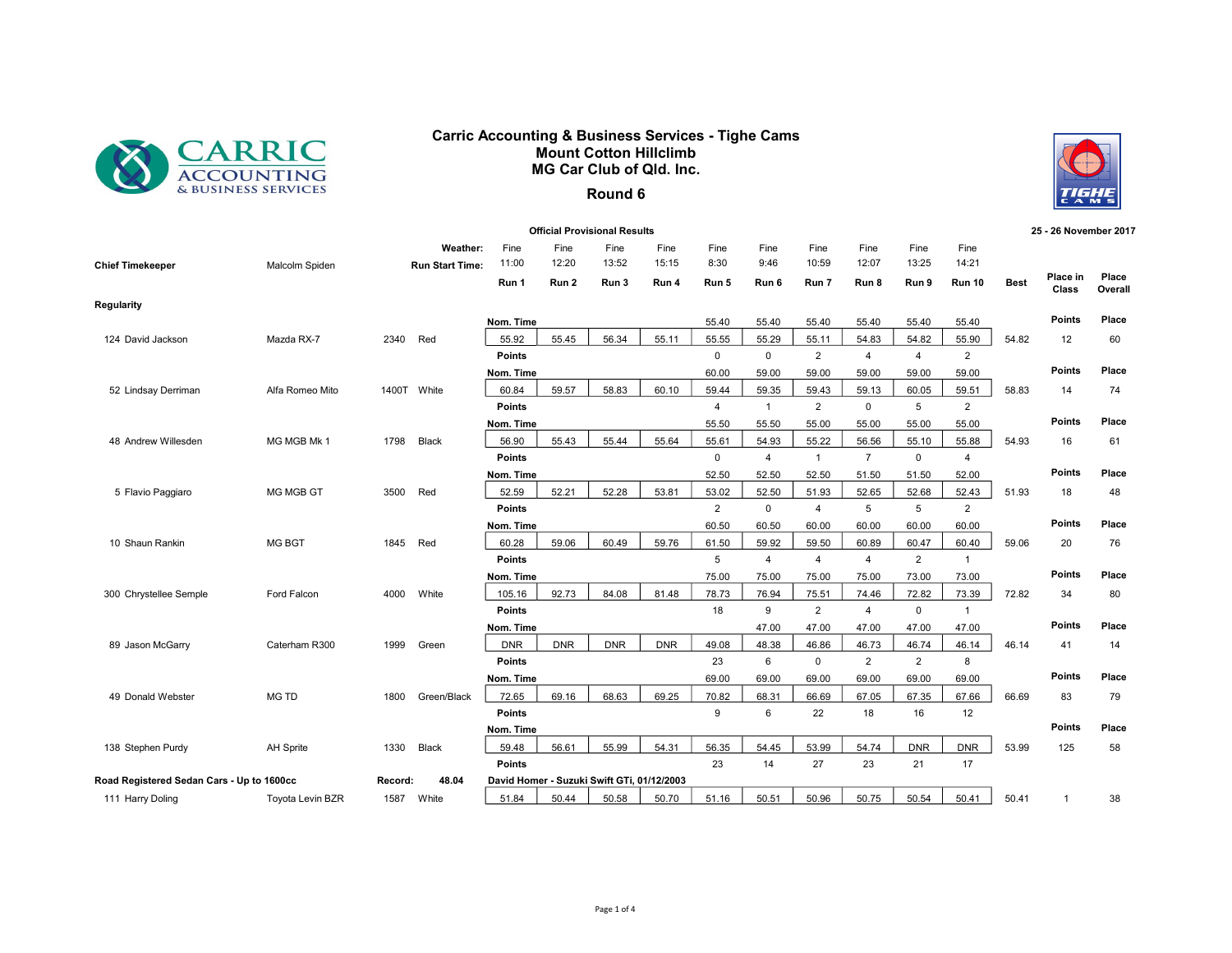# Carric Accounting & Business Services - Tighe Cams
## Mount Cotton Hillclimb
## MG Car Club of Qld. Inc.
## Round 6

**Official Provisional Results** — 25 - 26 November 2017

**Chief Timekeeper:** Malcolm Spiden

| | | | | Run 1 | Run 2 | Run 3 | Run 4 | Run 5 | Run 6 | Run 7 | Run 8 | Run 9 | Run 10 | Best | Place in Class | Place Overall |
|---|---|---|---|---|---|---|---|---|---|---|---|---|---|---|---|---|
| | | | Weather: | Fine | Fine | Fine | Fine | Fine | Fine | Fine | Fine | Fine | Fine | | | |
| | | | Run Start Time: | 11:00 | 12:20 | 13:52 | 15:15 | 8:30 | 9:46 | 10:59 | 12:07 | 13:25 | 14:21 | | | |
| **Regularity** | | | | | | | | | | | | | | | | |
| | | | | **Nom. Time** | | | | 55.40 | 55.40 | 55.40 | 55.40 | 55.40 | 55.40 | | **Points** | **Place** |
| 124 David Jackson | Mazda RX-7 | 2340 | Red | 55.92 | 55.45 | 56.34 | 55.11 | 55.55 | 55.29 | 55.11 | 54.83 | 54.82 | 55.90 | 54.82 | 12 | 60 |
| | | | | **Points** | | | | 0 | 0 | 2 | 4 | 4 | 2 | | | |
| | | | | **Nom. Time** | | | | 60.00 | 59.00 | 59.00 | 59.00 | 59.00 | 59.00 | | **Points** | **Place** |
| 52 Lindsay Derriman | Alfa Romeo Mito | 1400T | White | 60.84 | 59.57 | 58.83 | 60.10 | 59.44 | 59.35 | 59.43 | 59.13 | 60.05 | 59.51 | 58.83 | 14 | 74 |
| | | | | **Points** | | | | 4 | 1 | 2 | 0 | 5 | 2 | | | |
| | | | | **Nom. Time** | | | | 55.50 | 55.50 | 55.00 | 55.00 | 55.00 | 55.00 | | **Points** | **Place** |
| 48 Andrew Willesden | MG MGB Mk 1 | 1798 | Black | 56.90 | 55.43 | 55.44 | 55.64 | 55.61 | 54.93 | 55.22 | 56.56 | 55.10 | 55.88 | 54.93 | 16 | 61 |
| | | | | **Points** | | | | 0 | 4 | 1 | 7 | 0 | 4 | | | |
| | | | | **Nom. Time** | | | | 52.50 | 52.50 | 52.50 | 51.50 | 51.50 | 52.00 | | **Points** | **Place** |
| 5 Flavio Paggiaro | MG MGB GT | 3500 | Red | 52.59 | 52.21 | 52.28 | 53.81 | 53.02 | 52.50 | 51.93 | 52.65 | 52.68 | 52.43 | 51.93 | 18 | 48 |
| | | | | **Points** | | | | 2 | 0 | 4 | 5 | 5 | 2 | | | |
| | | | | **Nom. Time** | | | | 60.50 | 60.50 | 60.00 | 60.00 | 60.00 | 60.00 | | **Points** | **Place** |
| 10 Shaun Rankin | MG BGT | 1845 | Red | 60.28 | 59.06 | 60.49 | 59.76 | 61.50 | 59.92 | 59.50 | 60.89 | 60.47 | 60.40 | 59.06 | 20 | 76 |
| | | | | **Points** | | | | 5 | 4 | 4 | 4 | 2 | 1 | | | |
| | | | | **Nom. Time** | | | | 75.00 | 75.00 | 75.00 | 75.00 | 73.00 | 73.00 | | **Points** | **Place** |
| 300 Chrystellee Semple | Ford Falcon | 4000 | White | 105.16 | 92.73 | 84.08 | 81.48 | 78.73 | 76.94 | 75.51 | 74.46 | 72.82 | 73.39 | 72.82 | 34 | 80 |
| | | | | **Points** | | | | 18 | 9 | 2 | 4 | 0 | 1 | | | |
| | | | | **Nom. Time** | | | | | 47.00 | 47.00 | 47.00 | 47.00 | 47.00 | | **Points** | **Place** |
| 89 Jason McGarry | Caterham R300 | 1999 | Green | DNR | DNR | DNR | DNR | 49.08 | 48.38 | 46.86 | 46.73 | 46.74 | 46.14 | 46.14 | 41 | 14 |
| | | | | **Points** | | | | 23 | 6 | 0 | 2 | 2 | 8 | | | |
| | | | | **Nom. Time** | | | | 69.00 | 69.00 | 69.00 | 69.00 | 69.00 | 69.00 | | **Points** | **Place** |
| 49 Donald Webster | MG TD | 1800 | Green/Black | 72.65 | 69.16 | 68.63 | 69.25 | 70.82 | 68.31 | 66.69 | 67.05 | 67.35 | 67.66 | 66.69 | 83 | 79 |
| | | | | **Points** | | | | 9 | 6 | 22 | 18 | 16 | 12 | | | |
| | | | | **Nom. Time** | | | | | | | | | | | **Points** | **Place** |
| 138 Stephen Purdy | AH Sprite | 1330 | Black | 59.48 | 56.61 | 55.99 | 54.31 | 56.35 | 54.45 | 53.99 | 54.74 | DNR | DNR | 53.99 | 125 | 58 |
| | | | | **Points** | | | | 23 | 14 | 27 | 23 | 21 | 17 | | | |
| **Road Registered Sedan Cars - Up to 1600cc** | | **Record:** | **48.04** | **David Homer - Suzuki Swift GTi, 01/12/2003** | | | | | | | | | | | | |
| 111 Harry Doling | Toyota Levin BZR | 1587 | White | 51.84 | 50.44 | 50.58 | 50.70 | 51.16 | 50.51 | 50.96 | 50.75 | 50.54 | 50.41 | 50.41 | 1 | 38 |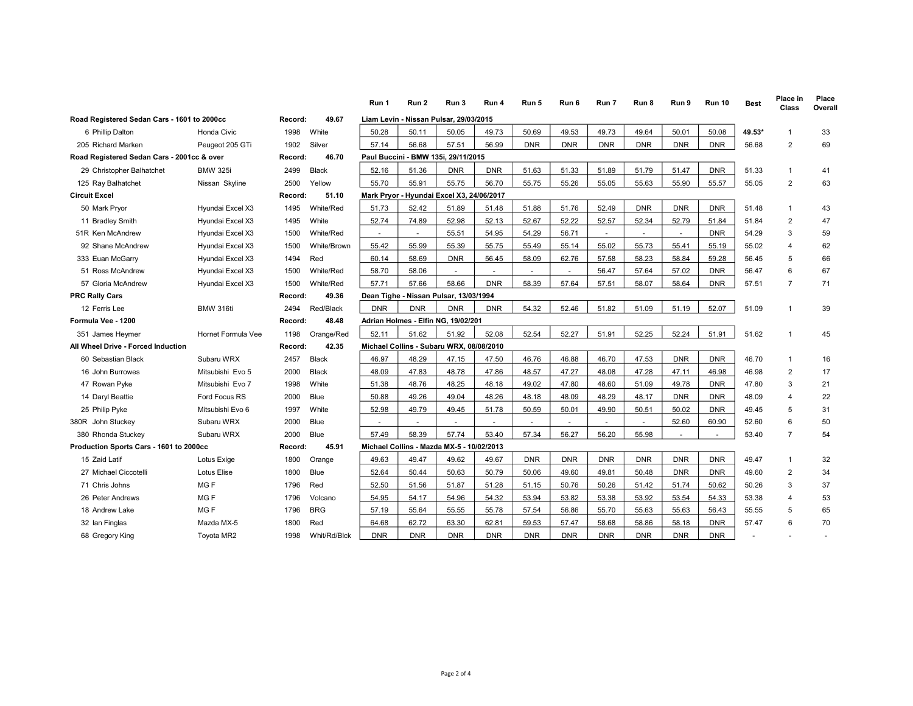| | | | | Run 1 | Run 2 | Run 3 | Run 4 | Run 5 | Run 6 | Run 7 | Run 8 | Run 9 | Run 10 | Best | Place in Class | Place Overall |
|---|---|---|---|---|---|---|---|---|---|---|---|---|---|---|---|---|
| **Road Registered Sedan Cars - 1601 to 2000cc** | | **Record:** | **49.67** | **Liam Levin - Nissan Pulsar, 29/03/2015** | | | | | | | | | | | | |
| 6 Phillip Dalton | Honda Civic | 1998 | White | 50.28 | 50.11 | 50.05 | 49.73 | 50.69 | 49.53 | 49.73 | 49.64 | 50.01 | 50.08 | **49.53*** | 1 | 33 |
| 205 Richard Marken | Peugeot 205 GTi | 1902 | Silver | 57.14 | 56.68 | 57.51 | 56.99 | DNR | DNR | DNR | DNR | DNR | DNR | 56.68 | 2 | 69 |
| **Road Registered Sedan Cars - 2001cc & over** | | **Record:** | **46.70** | **Paul Buccini - BMW 135i, 29/11/2015** | | | | | | | | | | | | |
| 29 Christopher Balhatchet | BMW 325i | 2499 | Black | 52.16 | 51.36 | DNR | DNR | 51.63 | 51.33 | 51.89 | 51.79 | 51.47 | DNR | 51.33 | 1 | 41 |
| 125 Ray Balhatchet | Nissan Skyline | 2500 | Yellow | 55.70 | 55.91 | 55.75 | 56.70 | 55.75 | 55.26 | 55.05 | 55.63 | 55.90 | 55.57 | 55.05 | 2 | 63 |
| **Circuit Excel** | | **Record:** | **51.10** | **Mark Pryor - Hyundai Excel X3, 24/06/2017** | | | | | | | | | | | | |
| 50 Mark Pryor | Hyundai Excel X3 | 1495 | White/Red | 51.73 | 52.42 | 51.89 | 51.48 | 51.88 | 51.76 | 52.49 | DNR | DNR | DNR | 51.48 | 1 | 43 |
| 11 Bradley Smith | Hyundai Excel X3 | 1495 | White | 52.74 | 74.89 | 52.98 | 52.13 | 52.67 | 52.22 | 52.57 | 52.34 | 52.79 | 51.84 | 51.84 | 2 | 47 |
| 51R Ken McAndrew | Hyundai Excel X3 | 1500 | White/Red | - | - | 55.51 | 54.95 | 54.29 | 56.71 | - | - | - | DNR | 54.29 | 3 | 59 |
| 92 Shane McAndrew | Hyundai Excel X3 | 1500 | White/Brown | 55.42 | 55.99 | 55.39 | 55.75 | 55.49 | 55.14 | 55.02 | 55.73 | 55.41 | 55.19 | 55.02 | 4 | 62 |
| 333 Euan McGarry | Hyundai Excel X3 | 1494 | Red | 60.14 | 58.69 | DNR | 56.45 | 58.09 | 62.76 | 57.58 | 58.23 | 58.84 | 59.28 | 56.45 | 5 | 66 |
| 51 Ross McAndrew | Hyundai Excel X3 | 1500 | White/Red | 58.70 | 58.06 | - | - | - | - | 56.47 | 57.64 | 57.02 | DNR | 56.47 | 6 | 67 |
| 57 Gloria McAndrew | Hyundai Excel X3 | 1500 | White/Red | 57.71 | 57.66 | 58.66 | DNR | 58.39 | 57.64 | 57.51 | 58.07 | 58.64 | DNR | 57.51 | 7 | 71 |
| **PRC Rally Cars** | | **Record:** | **49.36** | **Dean Tighe - Nissan Pulsar, 13/03/1994** | | | | | | | | | | | | |
| 12 Ferris Lee | BMW 316ti | 2494 | Red/Black | DNR | DNR | DNR | DNR | 54.32 | 52.46 | 51.82 | 51.09 | 51.19 | 52.07 | 51.09 | 1 | 39 |
| **Formula Vee - 1200** | | **Record:** | **48.48** | **Adrian Holmes - Elfin NG, 19/02/201** | | | | | | | | | | | | |
| 351 James Heymer | Hornet Formula Vee | 1198 | Orange/Red | 52.11 | 51.62 | 51.92 | 52.08 | 52.54 | 52.27 | 51.91 | 52.25 | 52.24 | 51.91 | 51.62 | 1 | 45 |
| **All Wheel Drive - Forced Induction** | | **Record:** | **42.35** | **Michael Collins - Subaru WRX, 08/08/2010** | | | | | | | | | | | | |
| 60 Sebastian Black | Subaru WRX | 2457 | Black | 46.97 | 48.29 | 47.15 | 47.50 | 46.76 | 46.88 | 46.70 | 47.53 | DNR | DNR | 46.70 | 1 | 16 |
| 16 John Burrowes | Mitsubishi Evo 5 | 2000 | Black | 48.09 | 47.83 | 48.78 | 47.86 | 48.57 | 47.27 | 48.08 | 47.28 | 47.11 | 46.98 | 46.98 | 2 | 17 |
| 47 Rowan Pyke | Mitsubishi Evo 7 | 1998 | White | 51.38 | 48.76 | 48.25 | 48.18 | 49.02 | 47.80 | 48.60 | 51.09 | 49.78 | DNR | 47.80 | 3 | 21 |
| 14 Daryl Beattie | Ford Focus RS | 2000 | Blue | 50.88 | 49.26 | 49.04 | 48.26 | 48.18 | 48.09 | 48.29 | 48.17 | DNR | DNR | 48.09 | 4 | 22 |
| 25 Philip Pyke | Mitsubishi Evo 6 | 1997 | White | 52.98 | 49.79 | 49.45 | 51.78 | 50.59 | 50.01 | 49.90 | 50.51 | 50.02 | DNR | 49.45 | 5 | 31 |
| 380R John Stuckey | Subaru WRX | 2000 | Blue | - | - | - | - | - | - | - | - | 52.60 | 60.90 | 52.60 | 6 | 50 |
| 380 Rhonda Stuckey | Subaru WRX | 2000 | Blue | 57.49 | 58.39 | 57.74 | 53.40 | 57.34 | 56.27 | 56.20 | 55.98 | - | - | 53.40 | 7 | 54 |
| **Production Sports Cars - 1601 to 2000cc** | | **Record:** | **45.91** | **Michael Collins - Mazda MX-5 - 10/02/2013** | | | | | | | | | | | | |
| 15 Zaid Latif | Lotus Exige | 1800 | Orange | 49.63 | 49.47 | 49.62 | 49.67 | DNR | DNR | DNR | DNR | DNR | DNR | 49.47 | 1 | 32 |
| 27 Michael Ciccotelli | Lotus Elise | 1800 | Blue | 52.64 | 50.44 | 50.63 | 50.79 | 50.06 | 49.60 | 49.81 | 50.48 | DNR | DNR | 49.60 | 2 | 34 |
| 71 Chris Johns | MG F | 1796 | Red | 52.50 | 51.56 | 51.87 | 51.28 | 51.15 | 50.76 | 50.26 | 51.42 | 51.74 | 50.62 | 50.26 | 3 | 37 |
| 26 Peter Andrews | MG F | 1796 | Volcano | 54.95 | 54.17 | 54.96 | 54.32 | 53.94 | 53.82 | 53.38 | 53.92 | 53.54 | 54.33 | 53.38 | 4 | 53 |
| 18 Andrew Lake | MG F | 1796 | BRG | 57.19 | 55.64 | 55.55 | 55.78 | 57.54 | 56.86 | 55.70 | 55.63 | 55.63 | 56.43 | 55.55 | 5 | 65 |
| 32 Ian Finglas | Mazda MX-5 | 1800 | Red | 64.68 | 62.72 | 63.30 | 62.81 | 59.53 | 57.47 | 58.68 | 58.86 | 58.18 | DNR | 57.47 | 6 | 70 |
| 68 Gregory King | Toyota MR2 | 1998 | Whit/Rd/Blck | DNR | DNR | DNR | DNR | DNR | DNR | DNR | DNR | DNR | DNR | - | - | - |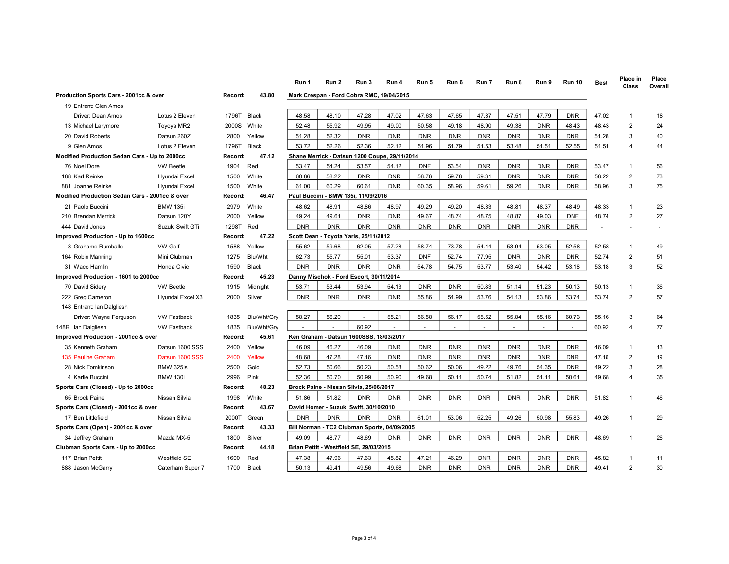| | | | | Run 1 | Run 2 | Run 3 | Run 4 | Run 5 | Run 6 | Run 7 | Run 8 | Run 9 | Run 10 | Best | Place in Class | Place Overall |
|---|---|---|---|---|---|---|---|---|---|---|---|---|---|---|---|---|
| **Production Sports Cars - 2001cc & over** | | **Record:** | **43.80** | **Mark Crespan - Ford Cobra RMC, 19/04/2015** | | | | | | | | | | | | |
| 19 Entrant: Glen Amos | | | | | | | | | | | | | | | | |
| Driver: Dean Amos | Lotus 2 Eleven | 1796T | Black | 48.58 | 48.10 | 47.28 | 47.02 | 47.63 | 47.65 | 47.37 | 47.51 | 47.79 | DNR | 47.02 | 1 | 18 |
| 13 Michael Larymore | Toyoya MR2 | 2000S | White | 52.48 | 55.92 | 49.95 | 49.00 | 50.58 | 49.18 | 48.90 | 49.38 | DNR | 48.43 | 48.43 | 2 | 24 |
| 20 David Roberts | Datsun 260Z | 2800 | Yellow | 51.28 | 52.32 | DNR | DNR | DNR | DNR | DNR | DNR | DNR | DNR | 51.28 | 3 | 40 |
| 9 Glen Amos | Lotus 2 Eleven | 1796T | Black | 53.72 | 52.26 | 52.36 | 52.12 | 51.96 | 51.79 | 51.53 | 53.48 | 51.51 | 52.55 | 51.51 | 4 | 44 |
| **Modified Production Sedan Cars - Up to 2000cc** | | **Record:** | **47.12** | **Shane Merrick - Datsun 1200 Coupe, 29/11/2014** | | | | | | | | | | | | |
| 76 Noel Dore | VW Beetle | 1904 | Red | 53.47 | 54.24 | 53.57 | 54.12 | DNF | 53.54 | DNR | DNR | DNR | DNR | 53.47 | 1 | 56 |
| 188 Karl Reinke | Hyundai Excel | 1500 | White | 60.86 | 58.22 | DNR | DNR | 58.76 | 59.78 | 59.31 | DNR | DNR | DNR | 58.22 | 2 | 73 |
| 881 Joanne Reinke | Hyundai Excel | 1500 | White | 61.00 | 60.29 | 60.61 | DNR | 60.35 | 58.96 | 59.61 | 59.26 | DNR | DNR | 58.96 | 3 | 75 |
| **Modified Production Sedan Cars - 2001cc & over** | | **Record:** | **46.47** | **Paul Buccini - BMW 135i, 11/09/2016** | | | | | | | | | | | | |
| 21 Paolo Buccini | BMW 135i | 2979 | White | 48.62 | 48.91 | 48.86 | 48.97 | 49.29 | 49.20 | 48.33 | 48.81 | 48.37 | 48.49 | 48.33 | 1 | 23 |
| 210 Brendan Merrick | Datsun 120Y | 2000 | Yellow | 49.24 | 49.61 | DNR | DNR | 49.67 | 48.74 | 48.75 | 48.87 | 49.03 | DNF | 48.74 | 2 | 27 |
| 444 David Jones | Suzuki Swift GTi | 1298T | Red | DNR | DNR | DNR | DNR | DNR | DNR | DNR | DNR | DNR | DNR | - | - | - |
| **Improved Production - Up to 1600cc** | | **Record:** | **47.22** | **Scott Dean - Toyota Yaris, 25/11/2012** | | | | | | | | | | | | |
| 3 Grahame Rumballe | VW Golf | 1588 | Yellow | 55.62 | 59.68 | 62.05 | 57.28 | 58.74 | 73.78 | 54.44 | 53.94 | 53.05 | 52.58 | 52.58 | 1 | 49 |
| 164 Robin Manning | Mini Clubman | 1275 | Blu/Wht | 62.73 | 55.77 | 55.01 | 53.37 | DNF | 52.74 | 77.95 | DNR | DNR | DNR | 52.74 | 2 | 51 |
| 31 Waco Hamlin | Honda Civic | 1590 | Black | DNR | DNR | DNR | DNR | 54.78 | 54.75 | 53.77 | 53.40 | 54.42 | 53.18 | 53.18 | 3 | 52 |
| **Improved Production - 1601 to 2000cc** | | **Record:** | **45.23** | **Danny Mischok - Ford Escort, 30/11/2014** | | | | | | | | | | | | |
| 70 David Sidery | VW Beetle | 1915 | Midnight | 53.71 | 53.44 | 53.94 | 54.13 | DNR | DNR | 50.83 | 51.14 | 51.23 | 50.13 | 50.13 | 1 | 36 |
| 222 Greg Cameron | Hyundai Excel X3 | 2000 | Silver | DNR | DNR | DNR | DNR | 55.86 | 54.99 | 53.76 | 54.13 | 53.86 | 53.74 | 53.74 | 2 | 57 |
| 148 Entrant: Ian Dalgliesh | | | | | | | | | | | | | | | | |
| Driver: Wayne Ferguson | VW Fastback | 1835 | Blu/Wht/Gry | 58.27 | 56.20 | - | 55.21 | 56.58 | 56.17 | 55.52 | 55.84 | 55.16 | 60.73 | 55.16 | 3 | 64 |
| 148R Ian Dalgliesh | VW Fastback | 1835 | Blu/Wht/Gry | - | - | 60.92 | - | - | - | - | - | - | - | 60.92 | 4 | 77 |
| **Improved Production - 2001cc & over** | | **Record:** | **45.61** | **Ken Graham - Datsun 1600SSS, 18/03/2017** | | | | | | | | | | | | |
| 35 Kenneth Graham | Datsun 1600 SSS | 2400 | Yellow | 46.09 | 46.27 | 46.09 | DNR | DNR | DNR | DNR | DNR | DNR | DNR | 46.09 | 1 | 13 |
| 135 Pauline Graham | Datsun 1600 SSS | 2400 | Yellow | 48.68 | 47.28 | 47.16 | DNR | DNR | DNR | DNR | DNR | DNR | DNR | 47.16 | 2 | 19 |
| 28 Nick Tomkinson | BMW 325is | 2500 | Gold | 52.73 | 50.66 | 50.23 | 50.58 | 50.62 | 50.06 | 49.22 | 49.76 | 54.35 | DNR | 49.22 | 3 | 28 |
| 4 Karlie Buccini | BMW 130i | 2996 | Pink | 52.36 | 50.70 | 50.99 | 50.90 | 49.68 | 50.11 | 50.74 | 51.82 | 51.11 | 50.61 | 49.68 | 4 | 35 |
| **Sports Cars (Closed) - Up to 2000cc** | | **Record:** | **48.23** | **Brock Paine - Nissan Silvia, 25/06/2017** | | | | | | | | | | | | |
| 65 Brock Paine | Nissan Silvia | 1998 | White | 51.86 | 51.82 | DNR | DNR | DNR | DNR | DNR | DNR | DNR | DNR | 51.82 | 1 | 46 |
| **Sports Cars (Closed) - 2001cc & over** | | **Record:** | **43.67** | **David Homer - Suzuki Swift, 30/10/2010** | | | | | | | | | | | | |
| 17 Ben Littlefield | Nissan Silvia | 2000T | Green | DNR | DNR | DNR | DNR | 61.01 | 53.06 | 52.25 | 49.26 | 50.98 | 55.83 | 49.26 | 1 | 29 |
| **Sports Cars (Open) - 2001cc & over** | | **Record:** | **43.33** | **Bill Norman - TC2 Clubman Sports, 04/09/2005** | | | | | | | | | | | | |
| 34 Jeffrey Graham | Mazda MX-5 | 1800 | Silver | 49.09 | 48.77 | 48.69 | DNR | DNR | DNR | DNR | DNR | DNR | DNR | 48.69 | 1 | 26 |
| **Clubman Sports Cars - Up to 2000cc** | | **Record:** | **44.18** | **Brian Pettit - Westfield SE, 29/03/2015** | | | | | | | | | | | | |
| 117 Brian Pettit | Westfield SE | 1600 | Red | 47.38 | 47.96 | 47.63 | 45.82 | 47.21 | 46.29 | DNR | DNR | DNR | DNR | 45.82 | 1 | 11 |
| 888 Jason McGarry | Caterham Super 7 | 1700 | Black | 50.13 | 49.41 | 49.56 | 49.68 | DNR | DNR | DNR | DNR | DNR | DNR | 49.41 | 2 | 30 |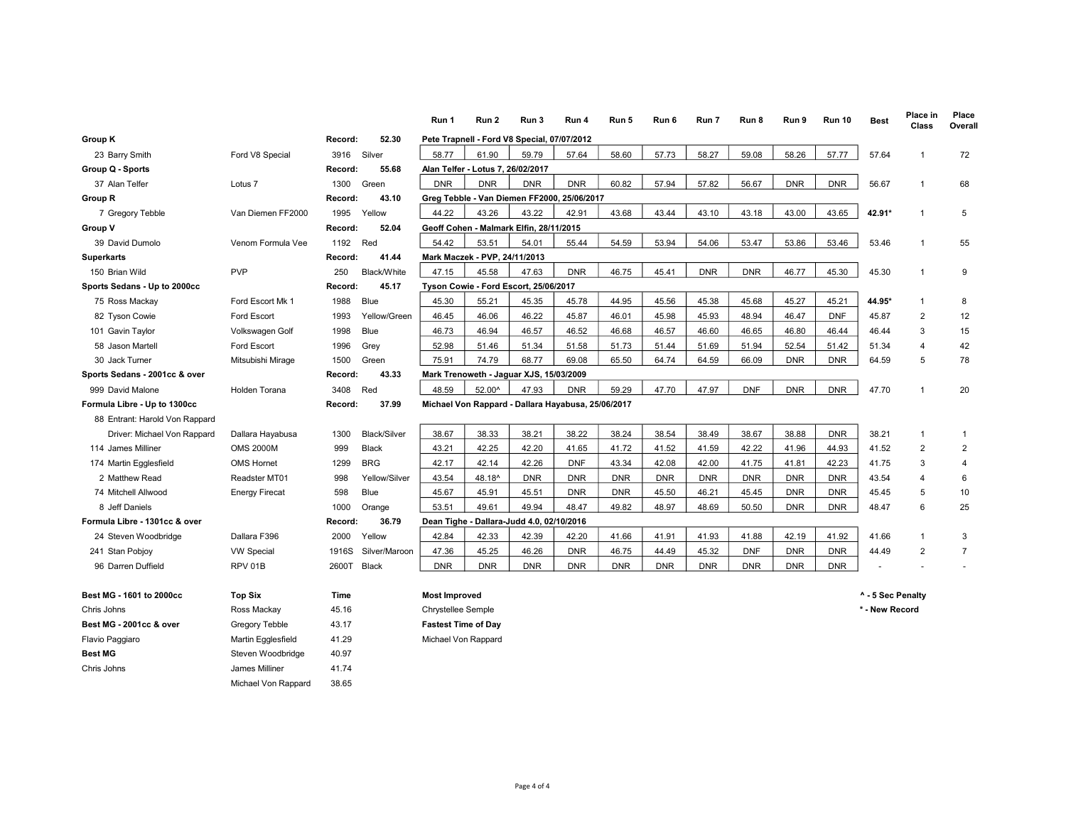| | | | | Run 1 | Run 2 | Run 3 | Run 4 | Run 5 | Run 6 | Run 7 | Run 8 | Run 9 | Run 10 | Best | Place in Class | Place Overall |
|---|---|---|---|---|---|---|---|---|---|---|---|---|---|---|---|---|
| **Group K** | | Record: | **52.30** | **Pete Trapnell - Ford V8 Special, 07/07/2012** | | | | | | | | | | | | |
| 23 Barry Smith | Ford V8 Special | 3916 | Silver | 58.77 | 61.90 | 59.79 | 57.64 | 58.60 | 57.73 | 58.27 | 59.08 | 58.26 | 57.77 | 57.64 | 1 | 72 |
| **Group Q - Sports** | | Record: | **55.68** | **Alan Telfer - Lotus 7, 26/02/2017** | | | | | | | | | | | | |
| 37 Alan Telfer | Lotus 7 | 1300 | Green | DNR | DNR | DNR | DNR | 60.82 | 57.94 | 57.82 | 56.67 | DNR | DNR | 56.67 | 1 | 68 |
| **Group R** | | Record: | **43.10** | **Greg Tebble - Van Diemen FF2000, 25/06/2017** | | | | | | | | | | | | |
| 7 Gregory Tebble | Van Diemen FF2000 | 1995 | Yellow | 44.22 | 43.26 | 43.22 | 42.91 | 43.68 | 43.44 | 43.10 | 43.18 | 43.00 | 43.65 | **42.91*** | 1 | 5 |
| **Group V** | | Record: | **52.04** | **Geoff Cohen - Malmark Elfin, 28/11/2015** | | | | | | | | | | | | |
| 39 David Dumolo | Venom Formula Vee | 1192 | Red | 54.42 | 53.51 | 54.01 | 55.44 | 54.59 | 53.94 | 54.06 | 53.47 | 53.86 | 53.46 | 53.46 | 1 | 55 |
| **Superkarts** | | Record: | **41.44** | **Mark Maczek - PVP, 24/11/2013** | | | | | | | | | | | | |
| 150 Brian Wild | PVP | 250 | Black/White | 47.15 | 45.58 | 47.63 | DNR | 46.75 | 45.41 | DNR | DNR | 46.77 | 45.30 | 45.30 | 1 | 9 |
| **Sports Sedans - Up to 2000cc** | | Record: | **45.17** | **Tyson Cowie - Ford Escort, 25/06/2017** | | | | | | | | | | | | |
| 75 Ross Mackay | Ford Escort Mk 1 | 1988 | Blue | 45.30 | 55.21 | 45.35 | 45.78 | 44.95 | 45.56 | 45.38 | 45.68 | 45.27 | 45.21 | **44.95*** | 1 | 8 |
| 82 Tyson Cowie | Ford Escort | 1993 | Yellow/Green | 46.45 | 46.06 | 46.22 | 45.87 | 46.01 | 45.98 | 45.93 | 48.94 | 46.47 | DNF | 45.87 | 2 | 12 |
| 101 Gavin Taylor | Volkswagen Golf | 1998 | Blue | 46.73 | 46.94 | 46.57 | 46.52 | 46.68 | 46.57 | 46.60 | 46.65 | 46.80 | 46.44 | 46.44 | 3 | 15 |
| 58 Jason Martell | Ford Escort | 1996 | Grey | 52.98 | 51.46 | 51.34 | 51.58 | 51.73 | 51.44 | 51.69 | 51.94 | 52.54 | 51.42 | 51.34 | 4 | 42 |
| 30 Jack Turner | Mitsubishi Mirage | 1500 | Green | 75.91 | 74.79 | 68.77 | 69.08 | 65.50 | 64.74 | 64.59 | 66.09 | DNR | DNR | 64.59 | 5 | 78 |
| **Sports Sedans - 2001cc & over** | | Record: | **43.33** | **Mark Trenoweth - Jaguar XJS, 15/03/2009** | | | | | | | | | | | | |
| 999 David Malone | Holden Torana | 3408 | Red | 48.59 | 52.00^ | 47.93 | DNR | 59.29 | 47.70 | 47.97 | DNF | DNR | DNR | 47.70 | 1 | 20 |
| **Formula Libre - Up to 1300cc** | | Record: | **37.99** | **Michael Von Rappard - Dallara Hayabusa, 25/06/2017** | | | | | | | | | | | | |
| 88 Entrant: Harold Von Rappard | | | | | | | | | | | | | | | | |
| Driver: Michael Von Rappard | Dallara Hayabusa | 1300 | Black/Silver | 38.67 | 38.33 | 38.21 | 38.22 | 38.24 | 38.54 | 38.49 | 38.67 | 38.88 | DNR | 38.21 | 1 | 1 |
| 114 James Milliner | OMS 2000M | 999 | Black | 43.21 | 42.25 | 42.20 | 41.65 | 41.72 | 41.52 | 41.59 | 42.22 | 41.96 | 44.93 | 41.52 | 2 | 2 |
| 174 Martin Egglesfield | OMS Hornet | 1299 | BRG | 42.17 | 42.14 | 42.26 | DNF | 43.34 | 42.08 | 42.00 | 41.75 | 41.81 | 42.23 | 41.75 | 3 | 4 |
| 2 Matthew Read | Readster MT01 | 998 | Yellow/Silver | 43.54 | 48.18^ | DNR | DNR | DNR | DNR | DNR | DNR | DNR | DNR | 43.54 | 4 | 6 |
| 74 Mitchell Allwood | Energy Firecat | 598 | Blue | 45.67 | 45.91 | 45.51 | DNR | DNR | 45.50 | 46.21 | 45.45 | DNR | DNR | 45.45 | 5 | 10 |
| 8 Jeff Daniels | | 1000 | Orange | 53.51 | 49.61 | 49.94 | 48.47 | 49.82 | 48.97 | 48.69 | 50.50 | DNR | DNR | 48.47 | 6 | 25 |
| **Formula Libre - 1301cc & over** | | Record: | **36.79** | **Dean Tighe - Dallara-Judd 4.0, 02/10/2016** | | | | | | | | | | | | |
| 24 Steven Woodbridge | Dallara F396 | 2000 | Yellow | 42.84 | 42.33 | 42.39 | 42.20 | 41.66 | 41.91 | 41.93 | 41.88 | 42.19 | 41.92 | 41.66 | 1 | 3 |
| 241 Stan Pobjoy | VW Special | 1916S | Silver/Maroon | 47.36 | 45.25 | 46.26 | DNR | 46.75 | 44.49 | 45.32 | DNF | DNR | DNR | 44.49 | 2 | 7 |
| 96 Darren Duffield | RPV 01B | 2600T | Black | DNR | DNR | DNR | DNR | DNR | DNR | DNR | DNR | DNR | DNR | - | - | - |

| | | | | |
|---|---|---|---|---|
| **Best MG - 1601 to 2000cc** | **Top Six** | **Time** | **Most Improved** | ^ - 5 Sec Penalty |
| Chris Johns | Ross Mackay | 45.16 | Chrystellee Semple | * - New Record |
| **Best MG - 2001cc & over** | Gregory Tebble | 43.17 | **Fastest Time of Day** | |
| Flavio Paggiaro | Martin Egglesfield | 41.29 | Michael Von Rappard | |
| **Best MG** | Steven Woodbridge | 40.97 | | |
| Chris Johns | James Milliner | 41.74 | | |
| | Michael Von Rappard | 38.65 | | |